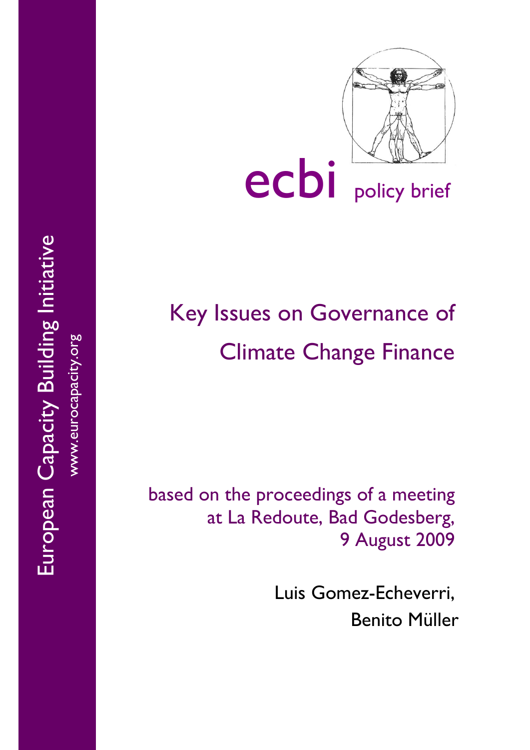European Capacity Building Initiative

www.eurocapacity.org

ecbi policy brief

# Key Issues on Governance of Climate Change Finance

based on the proceedings of a meeting at La Redoute, Bad Godesberg, 9 August 2009

Luis Gomez-Echeverri, Benito Müller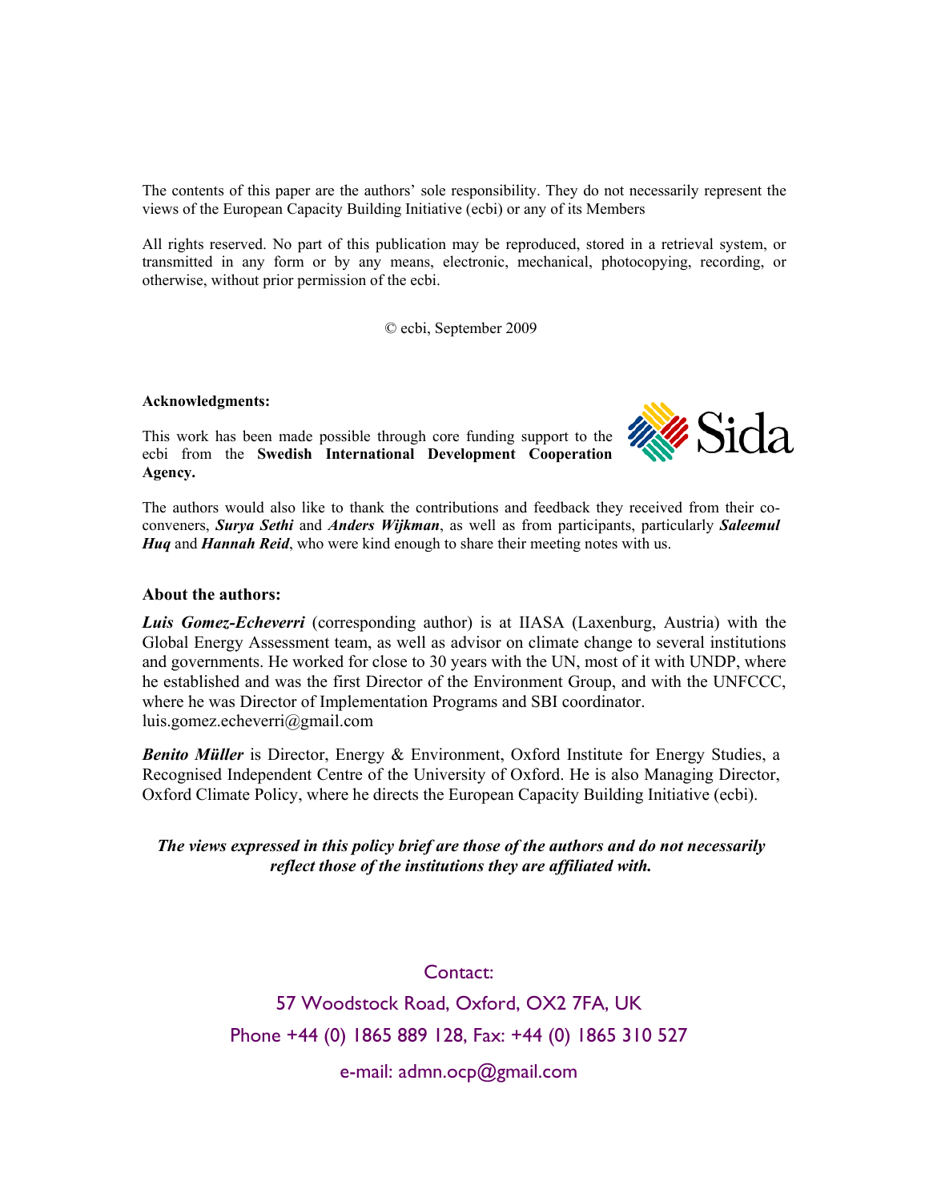The contents of this paper are the authors' sole responsibility. They do not necessarily represent the views of the European Capacity Building Initiative (ecbi) or any of its Members

All rights reserved. No part of this publication may be reproduced, stored in a retrieval system, or transmitted in any form or by any means, electronic, mechanical, photocopying, recording, or otherwise, without prior permission of the ecbi.

© ecbi, September 2009

**Acknowledgments:**

This work has been made possible through core funding support to the ecbi from the **Swedish International Development Cooperation Agency.**

The authors would also like to thank the contributions and feedback they received from their co-conveners, ***Surya Sethi*** and ***Anders Wijkman***, as well as from participants, particularly ***Saleemul Huq*** and ***Hannah Reid***, who were kind enough to share their meeting notes with us.

### About the authors:

***Luis Gomez-Echeverri*** (corresponding author) is at IIASA (Laxenburg, Austria) with the Global Energy Assessment team, as well as advisor on climate change to several institutions and governments. He worked for close to 30 years with the UN, most of it with UNDP, where he established and was the first Director of the Environment Group, and with the UNFCCC, where he was Director of Implementation Programs and SBI coordinator. luis.gomez.echeverri@gmail.com

***Benito Müller*** is Director, Energy & Environment, Oxford Institute for Energy Studies, a Recognised Independent Centre of the University of Oxford. He is also Managing Director, Oxford Climate Policy, where he directs the European Capacity Building Initiative (ecbi).

***The views expressed in this policy brief are those of the authors and do not necessarily reflect those of the institutions they are affiliated with.***

Contact:

57 Woodstock Road, Oxford, OX2 7FA, UK

Phone +44 (0) 1865 889 128, Fax: +44 (0) 1865 310 527

e-mail: admn.ocp@gmail.com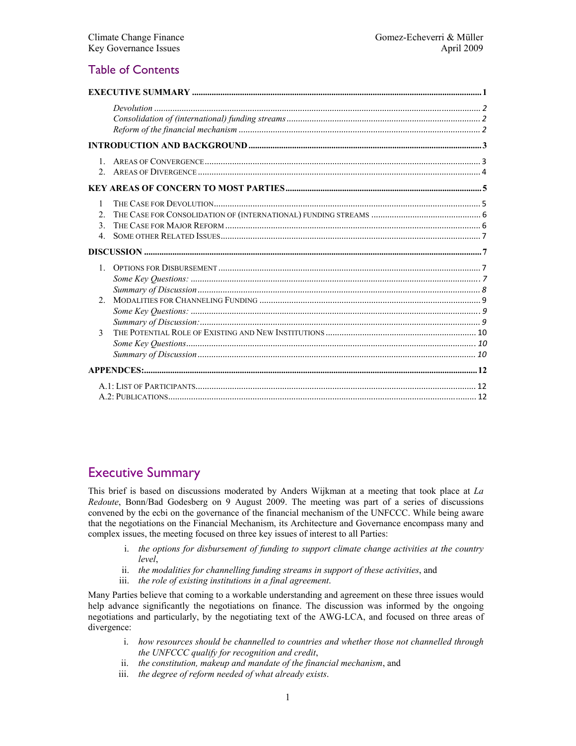## Table of Contents

| | |
|---|---|
| **EXECUTIVE SUMMARY** | **1** |
| *Devolution* | *2* |
| *Consolidation of (international) funding streams* | *2* |
| *Reform of the financial mechanism* | *2* |
| **INTRODUCTION AND BACKGROUND** | **3** |
| 1. AREAS OF CONVERGENCE | 3 |
| 2. AREAS OF DIVERGENCE | 4 |
| **KEY AREAS OF CONCERN TO MOST PARTIES** | **5** |
| 1 THE CASE FOR DEVOLUTION | 5 |
| 2. THE CASE FOR CONSOLIDATION OF (INTERNATIONAL) FUNDING STREAMS | 6 |
| 3. THE CASE FOR MAJOR REFORM | 6 |
| 4. SOME OTHER RELATED ISSUES | 7 |
| **DISCUSSION** | **7** |
| 1. OPTIONS FOR DISBURSEMENT | 7 |
| *Some Key Questions:* | *7* |
| *Summary of Discussion* | *8* |
| 2. MODALITIES FOR CHANNELING FUNDING | 9 |
| *Some Key Questions:* | *9* |
| *Summary of Discussion:* | *9* |
| 3 THE POTENTIAL ROLE OF EXISTING AND NEW INSTITUTIONS | 10 |
| *Some Key Questions* | *10* |
| *Summary of Discussion* | *10* |
| **APPENDCES:** | **12** |
| A.1: LIST OF PARTICIPANTS | 12 |
| A.2: PUBLICATIONS | 12 |

## Executive Summary

This brief is based on discussions moderated by Anders Wijkman at a meeting that took place at *La Redoute*, Bonn/Bad Godesberg on 9 August 2009. The meeting was part of a series of discussions convened by the ecbi on the governance of the financial mechanism of the UNFCCC. While being aware that the negotiations on the Financial Mechanism, its Architecture and Governance encompass many and complex issues, the meeting focused on three key issues of interest to all Parties:

i. *the options for disbursement of funding to support climate change activities at the country level*,
ii. *the modalities for channelling funding streams in support of these activities*, and
iii. *the role of existing institutions in a final agreement*.

Many Parties believe that coming to a workable understanding and agreement on these three issues would help advance significantly the negotiations on finance. The discussion was informed by the ongoing negotiations and particularly, by the negotiating text of the AWG-LCA, and focused on three areas of divergence:

i. *how resources should be channelled to countries and whether those not channelled through the UNFCCC qualify for recognition and credit*,
ii. *the constitution, makeup and mandate of the financial mechanism*, and
iii. *the degree of reform needed of what already exists*.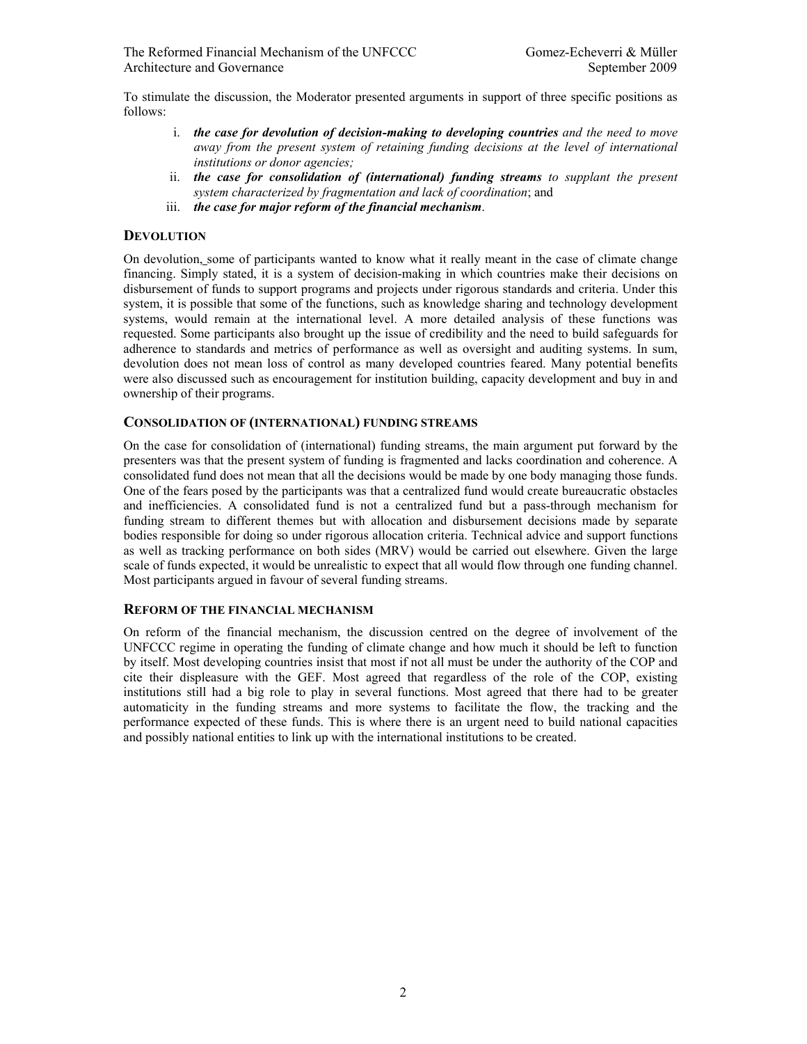To stimulate the discussion, the Moderator presented arguments in support of three specific positions as follows:

i. ***the case for devolution of decision-making to developing countries*** *and the need to move away from the present system of retaining funding decisions at the level of international institutions or donor agencies;*
ii. ***the case for consolidation of (international) funding streams*** *to supplant the present system characterized by fragmentation and lack of coordination*; and
iii. ***the case for major reform of the financial mechanism***.

## DEVOLUTION

On devolution, some of participants wanted to know what it really meant in the case of climate change financing. Simply stated, it is a system of decision-making in which countries make their decisions on disbursement of funds to support programs and projects under rigorous standards and criteria. Under this system, it is possible that some of the functions, such as knowledge sharing and technology development systems, would remain at the international level. A more detailed analysis of these functions was requested. Some participants also brought up the issue of credibility and the need to build safeguards for adherence to standards and metrics of performance as well as oversight and auditing systems. In sum, devolution does not mean loss of control as many developed countries feared. Many potential benefits were also discussed such as encouragement for institution building, capacity development and buy in and ownership of their programs.

## CONSOLIDATION OF (INTERNATIONAL) FUNDING STREAMS

On the case for consolidation of (international) funding streams, the main argument put forward by the presenters was that the present system of funding is fragmented and lacks coordination and coherence. A consolidated fund does not mean that all the decisions would be made by one body managing those funds. One of the fears posed by the participants was that a centralized fund would create bureaucratic obstacles and inefficiencies. A consolidated fund is not a centralized fund but a pass-through mechanism for funding stream to different themes but with allocation and disbursement decisions made by separate bodies responsible for doing so under rigorous allocation criteria. Technical advice and support functions as well as tracking performance on both sides (MRV) would be carried out elsewhere. Given the large scale of funds expected, it would be unrealistic to expect that all would flow through one funding channel. Most participants argued in favour of several funding streams.

## REFORM OF THE FINANCIAL MECHANISM

On reform of the financial mechanism, the discussion centred on the degree of involvement of the UNFCCC regime in operating the funding of climate change and how much it should be left to function by itself. Most developing countries insist that most if not all must be under the authority of the COP and cite their displeasure with the GEF. Most agreed that regardless of the role of the COP, existing institutions still had a big role to play in several functions. Most agreed that there had to be greater automaticity in the funding streams and more systems to facilitate the flow, the tracking and the performance expected of these funds. This is where there is an urgent need to build national capacities and possibly national entities to link up with the international institutions to be created.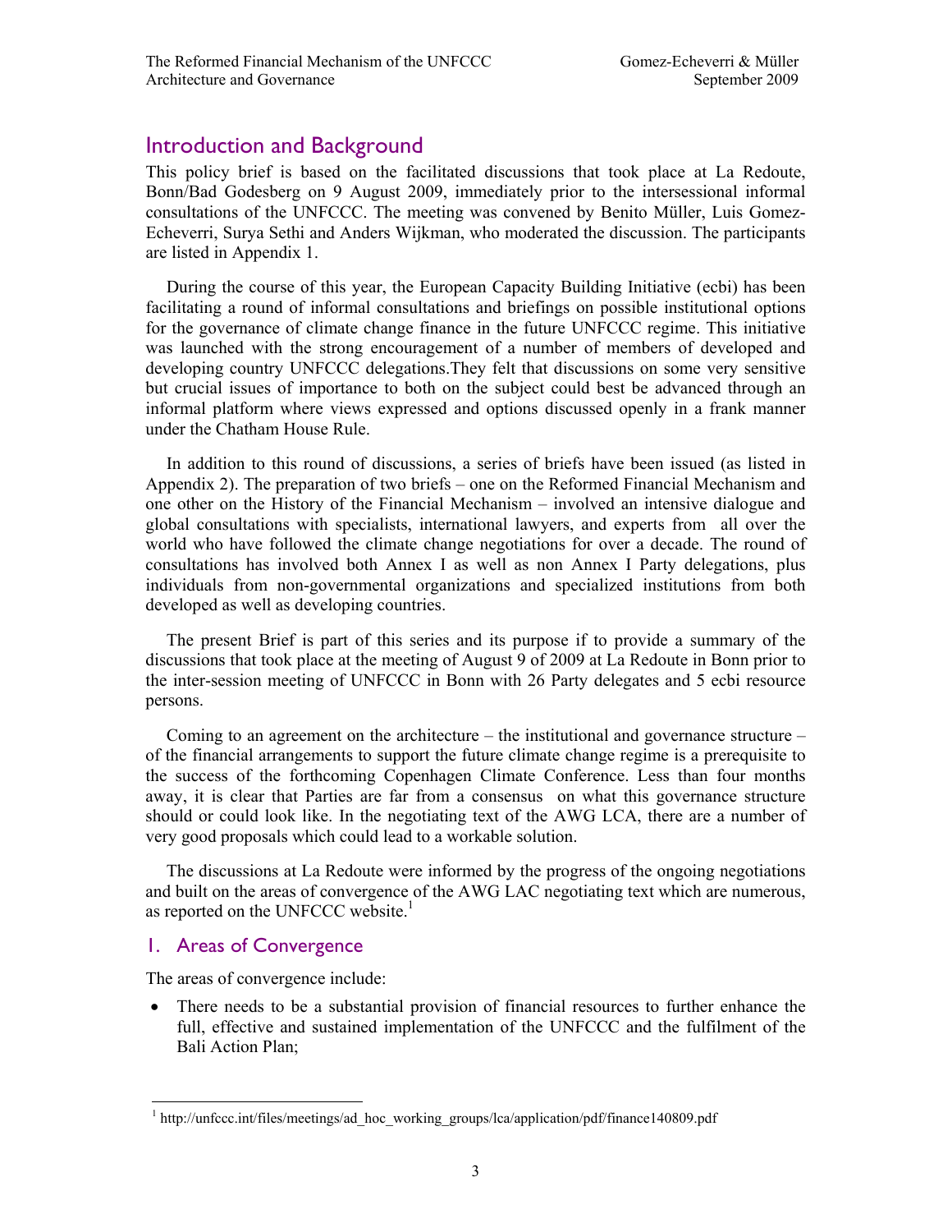## Introduction and Background

This policy brief is based on the facilitated discussions that took place at La Redoute, Bonn/Bad Godesberg on 9 August 2009, immediately prior to the intersessional informal consultations of the UNFCCC. The meeting was convened by Benito Müller, Luis Gomez-Echeverri, Surya Sethi and Anders Wijkman, who moderated the discussion. The participants are listed in Appendix 1.

During the course of this year, the European Capacity Building Initiative (ecbi) has been facilitating a round of informal consultations and briefings on possible institutional options for the governance of climate change finance in the future UNFCCC regime. This initiative was launched with the strong encouragement of a number of members of developed and developing country UNFCCC delegations.They felt that discussions on some very sensitive but crucial issues of importance to both on the subject could best be advanced through an informal platform where views expressed and options discussed openly in a frank manner under the Chatham House Rule.

In addition to this round of discussions, a series of briefs have been issued (as listed in Appendix 2). The preparation of two briefs – one on the Reformed Financial Mechanism and one other on the History of the Financial Mechanism – involved an intensive dialogue and global consultations with specialists, international lawyers, and experts from all over the world who have followed the climate change negotiations for over a decade. The round of consultations has involved both Annex I as well as non Annex I Party delegations, plus individuals from non-governmental organizations and specialized institutions from both developed as well as developing countries.

The present Brief is part of this series and its purpose if to provide a summary of the discussions that took place at the meeting of August 9 of 2009 at La Redoute in Bonn prior to the inter-session meeting of UNFCCC in Bonn with 26 Party delegates and 5 ecbi resource persons.

Coming to an agreement on the architecture – the institutional and governance structure – of the financial arrangements to support the future climate change regime is a prerequisite to the success of the forthcoming Copenhagen Climate Conference. Less than four months away, it is clear that Parties are far from a consensus on what this governance structure should or could look like. In the negotiating text of the AWG LCA, there are a number of very good proposals which could lead to a workable solution.

The discussions at La Redoute were informed by the progress of the ongoing negotiations and built on the areas of convergence of the AWG LAC negotiating text which are numerous, as reported on the UNFCCC website.[1]

## 1. Areas of Convergence

The areas of convergence include:

- There needs to be a substantial provision of financial resources to further enhance the full, effective and sustained implementation of the UNFCCC and the fulfilment of the Bali Action Plan;

---

[1] http://unfccc.int/files/meetings/ad_hoc_working_groups/lca/application/pdf/finance140809.pdf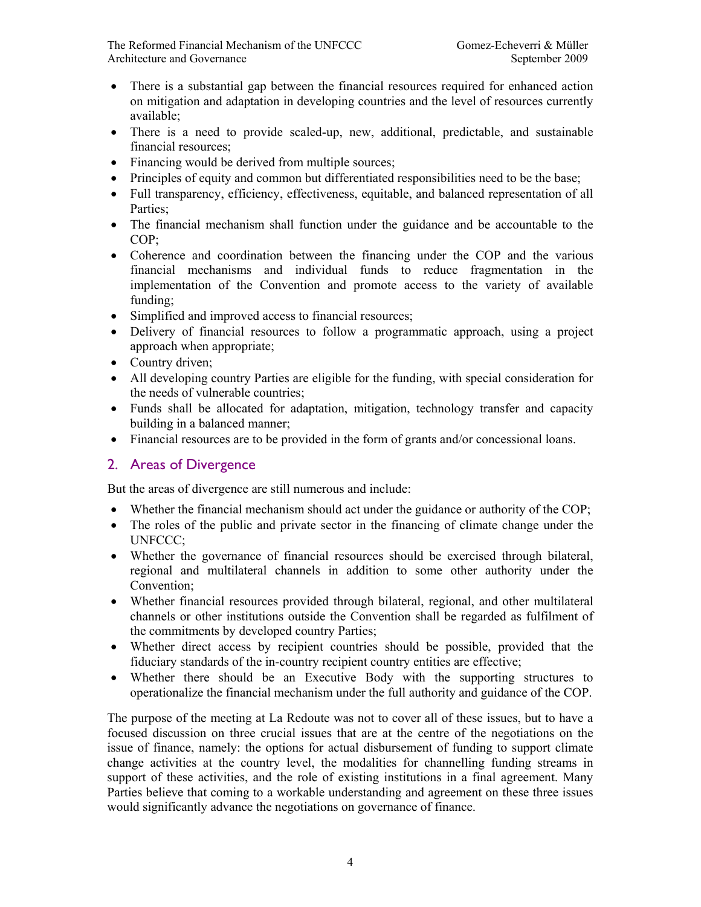- There is a substantial gap between the financial resources required for enhanced action on mitigation and adaptation in developing countries and the level of resources currently available;
- There is a need to provide scaled-up, new, additional, predictable, and sustainable financial resources;
- Financing would be derived from multiple sources;
- Principles of equity and common but differentiated responsibilities need to be the base;
- Full transparency, efficiency, effectiveness, equitable, and balanced representation of all Parties;
- The financial mechanism shall function under the guidance and be accountable to the COP;
- Coherence and coordination between the financing under the COP and the various financial mechanisms and individual funds to reduce fragmentation in the implementation of the Convention and promote access to the variety of available funding;
- Simplified and improved access to financial resources;
- Delivery of financial resources to follow a programmatic approach, using a project approach when appropriate;
- Country driven;
- All developing country Parties are eligible for the funding, with special consideration for the needs of vulnerable countries;
- Funds shall be allocated for adaptation, mitigation, technology transfer and capacity building in a balanced manner;
- Financial resources are to be provided in the form of grants and/or concessional loans.

## 2. Areas of Divergence

But the areas of divergence are still numerous and include:

- Whether the financial mechanism should act under the guidance or authority of the COP;
- The roles of the public and private sector in the financing of climate change under the UNFCCC;
- Whether the governance of financial resources should be exercised through bilateral, regional and multilateral channels in addition to some other authority under the Convention;
- Whether financial resources provided through bilateral, regional, and other multilateral channels or other institutions outside the Convention shall be regarded as fulfilment of the commitments by developed country Parties;
- Whether direct access by recipient countries should be possible, provided that the fiduciary standards of the in-country recipient country entities are effective;
- Whether there should be an Executive Body with the supporting structures to operationalize the financial mechanism under the full authority and guidance of the COP.

The purpose of the meeting at La Redoute was not to cover all of these issues, but to have a focused discussion on three crucial issues that are at the centre of the negotiations on the issue of finance, namely: the options for actual disbursement of funding to support climate change activities at the country level, the modalities for channelling funding streams in support of these activities, and the role of existing institutions in a final agreement. Many Parties believe that coming to a workable understanding and agreement on these three issues would significantly advance the negotiations on governance of finance.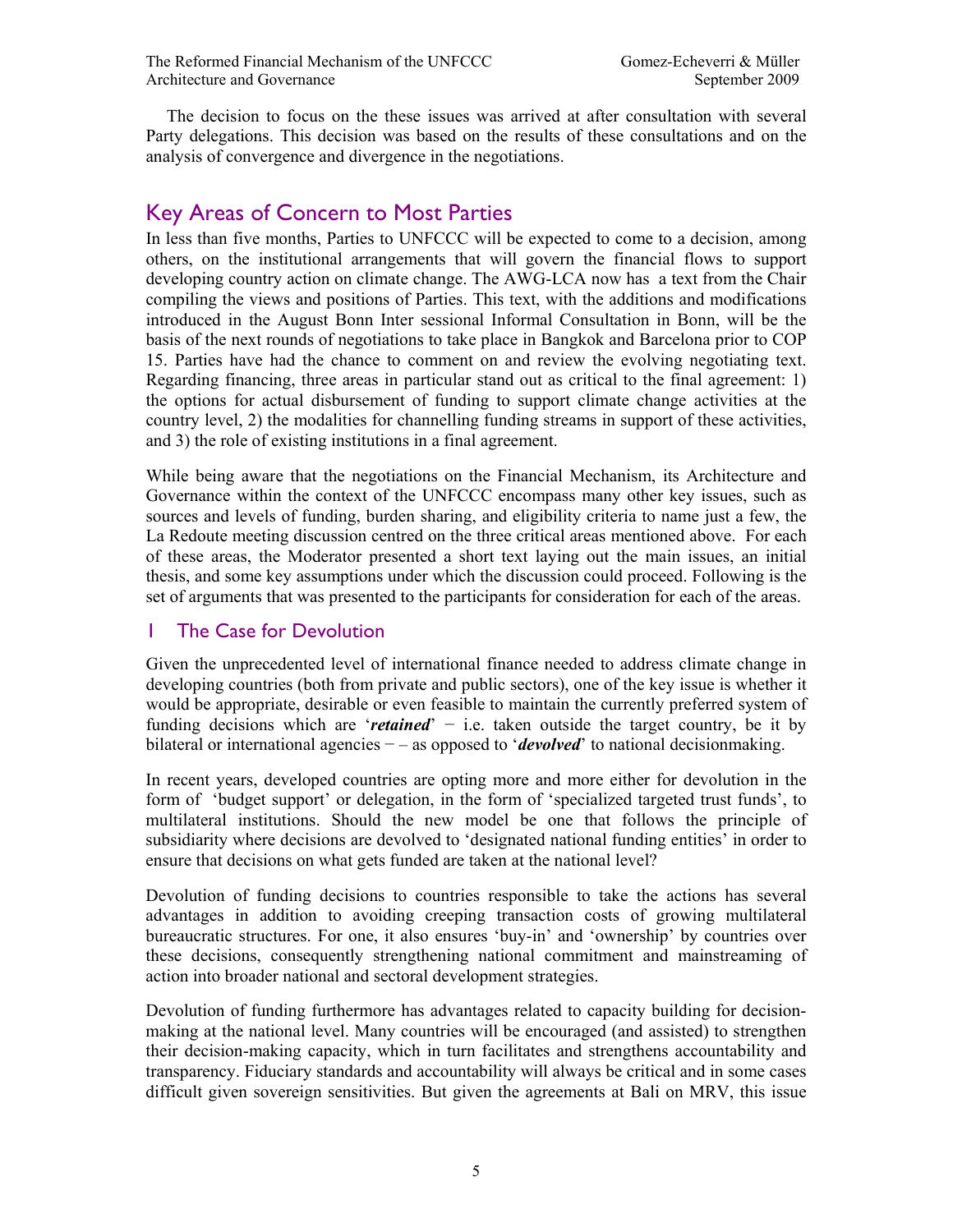The decision to focus on the these issues was arrived at after consultation with several Party delegations. This decision was based on the results of these consultations and on the analysis of convergence and divergence in the negotiations.

## Key Areas of Concern to Most Parties

In less than five months, Parties to UNFCCC will be expected to come to a decision, among others, on the institutional arrangements that will govern the financial flows to support developing country action on climate change. The AWG-LCA now has a text from the Chair compiling the views and positions of Parties. This text, with the additions and modifications introduced in the August Bonn Inter sessional Informal Consultation in Bonn, will be the basis of the next rounds of negotiations to take place in Bangkok and Barcelona prior to COP 15. Parties have had the chance to comment on and review the evolving negotiating text. Regarding financing, three areas in particular stand out as critical to the final agreement: 1) the options for actual disbursement of funding to support climate change activities at the country level, 2) the modalities for channelling funding streams in support of these activities, and 3) the role of existing institutions in a final agreement.

While being aware that the negotiations on the Financial Mechanism, its Architecture and Governance within the context of the UNFCCC encompass many other key issues, such as sources and levels of funding, burden sharing, and eligibility criteria to name just a few, the La Redoute meeting discussion centred on the three critical areas mentioned above. For each of these areas, the Moderator presented a short text laying out the main issues, an initial thesis, and some key assumptions under which the discussion could proceed. Following is the set of arguments that was presented to the participants for consideration for each of the areas.

### 1 The Case for Devolution

Given the unprecedented level of international finance needed to address climate change in developing countries (both from private and public sectors), one of the key issue is whether it would be appropriate, desirable or even feasible to maintain the currently preferred system of funding decisions which are '***retained***' − i.e. taken outside the target country, be it by bilateral or international agencies − – as opposed to '***devolved***' to national decisionmaking.

In recent years, developed countries are opting more and more either for devolution in the form of 'budget support' or delegation, in the form of 'specialized targeted trust funds', to multilateral institutions. Should the new model be one that follows the principle of subsidiarity where decisions are devolved to 'designated national funding entities' in order to ensure that decisions on what gets funded are taken at the national level?

Devolution of funding decisions to countries responsible to take the actions has several advantages in addition to avoiding creeping transaction costs of growing multilateral bureaucratic structures. For one, it also ensures 'buy-in' and 'ownership' by countries over these decisions, consequently strengthening national commitment and mainstreaming of action into broader national and sectoral development strategies.

Devolution of funding furthermore has advantages related to capacity building for decision-making at the national level. Many countries will be encouraged (and assisted) to strengthen their decision-making capacity, which in turn facilitates and strengthens accountability and transparency. Fiduciary standards and accountability will always be critical and in some cases difficult given sovereign sensitivities. But given the agreements at Bali on MRV, this issue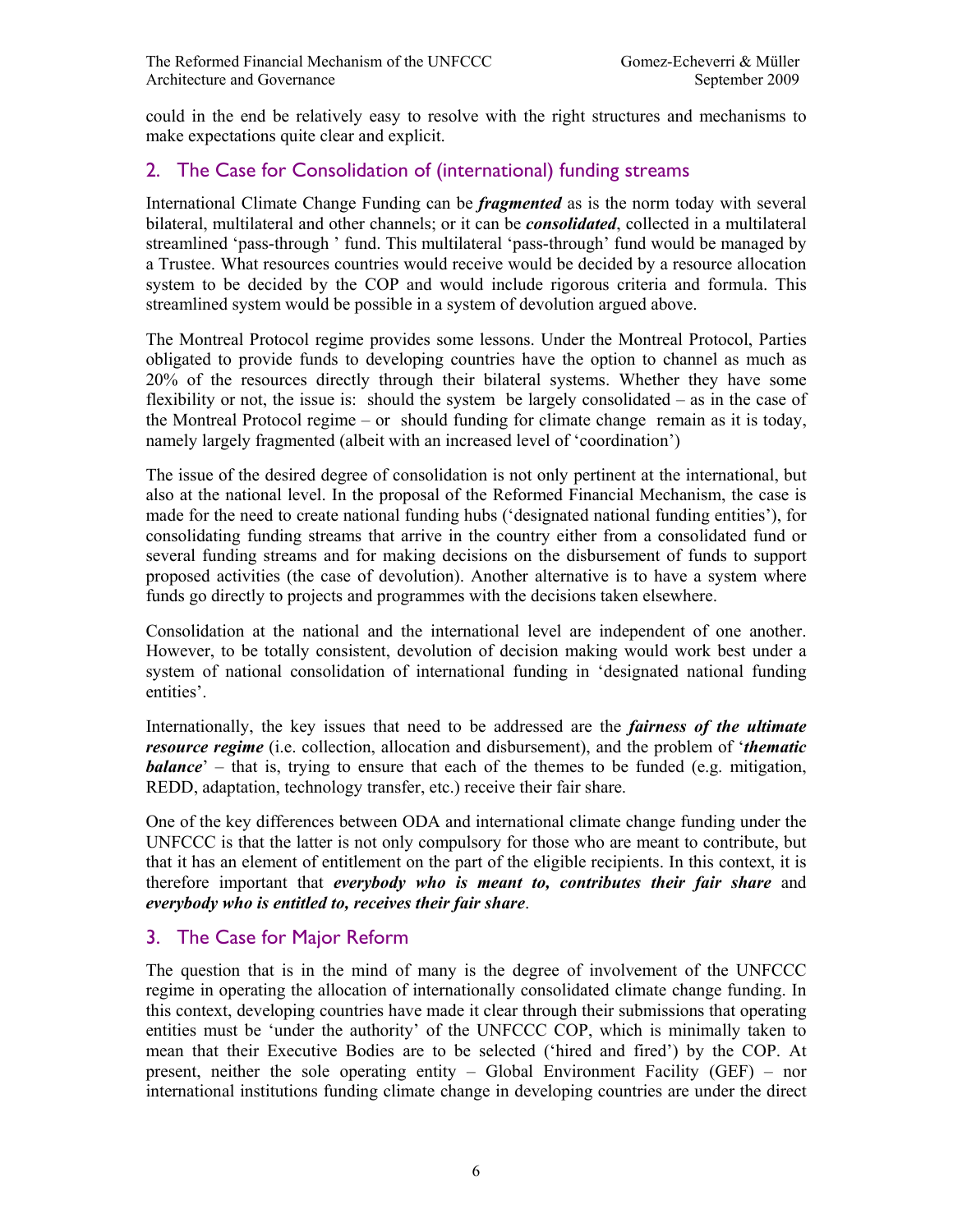could in the end be relatively easy to resolve with the right structures and mechanisms to make expectations quite clear and explicit.

## 2. The Case for Consolidation of (international) funding streams

International Climate Change Funding can be ***fragmented*** as is the norm today with several bilateral, multilateral and other channels; or it can be ***consolidated***, collected in a multilateral streamlined 'pass-through ' fund. This multilateral 'pass-through' fund would be managed by a Trustee. What resources countries would receive would be decided by a resource allocation system to be decided by the COP and would include rigorous criteria and formula. This streamlined system would be possible in a system of devolution argued above.

The Montreal Protocol regime provides some lessons. Under the Montreal Protocol, Parties obligated to provide funds to developing countries have the option to channel as much as 20% of the resources directly through their bilateral systems. Whether they have some flexibility or not, the issue is: should the system be largely consolidated – as in the case of the Montreal Protocol regime – or should funding for climate change remain as it is today, namely largely fragmented (albeit with an increased level of 'coordination')

The issue of the desired degree of consolidation is not only pertinent at the international, but also at the national level. In the proposal of the Reformed Financial Mechanism, the case is made for the need to create national funding hubs ('designated national funding entities'), for consolidating funding streams that arrive in the country either from a consolidated fund or several funding streams and for making decisions on the disbursement of funds to support proposed activities (the case of devolution). Another alternative is to have a system where funds go directly to projects and programmes with the decisions taken elsewhere.

Consolidation at the national and the international level are independent of one another. However, to be totally consistent, devolution of decision making would work best under a system of national consolidation of international funding in 'designated national funding entities'.

Internationally, the key issues that need to be addressed are the ***fairness of the ultimate resource regime*** (i.e. collection, allocation and disbursement), and the problem of '***thematic balance***' – that is, trying to ensure that each of the themes to be funded (e.g. mitigation, REDD, adaptation, technology transfer, etc.) receive their fair share.

One of the key differences between ODA and international climate change funding under the UNFCCC is that the latter is not only compulsory for those who are meant to contribute, but that it has an element of entitlement on the part of the eligible recipients. In this context, it is therefore important that ***everybody who is meant to, contributes their fair share*** and ***everybody who is entitled to, receives their fair share***.

## 3. The Case for Major Reform

The question that is in the mind of many is the degree of involvement of the UNFCCC regime in operating the allocation of internationally consolidated climate change funding. In this context, developing countries have made it clear through their submissions that operating entities must be 'under the authority' of the UNFCCC COP, which is minimally taken to mean that their Executive Bodies are to be selected ('hired and fired') by the COP. At present, neither the sole operating entity – Global Environment Facility (GEF) – nor international institutions funding climate change in developing countries are under the direct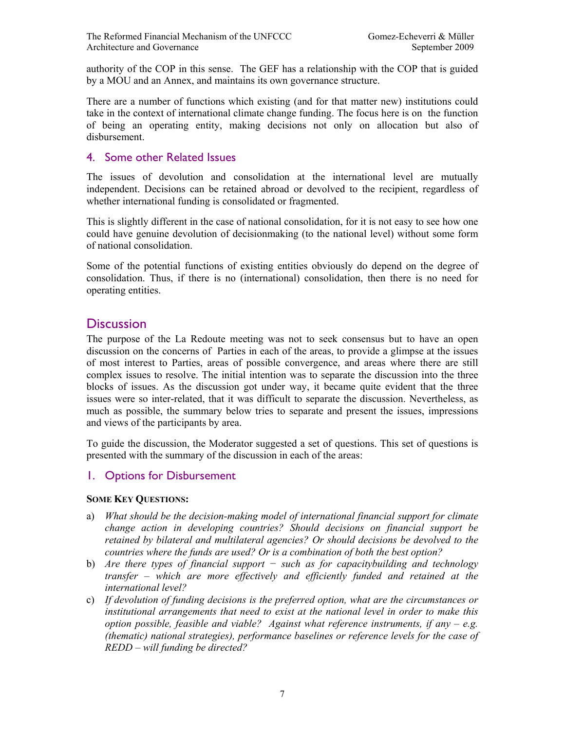authority of the COP in this sense. The GEF has a relationship with the COP that is guided by a MOU and an Annex, and maintains its own governance structure.

There are a number of functions which existing (and for that matter new) institutions could take in the context of international climate change funding. The focus here is on the function of being an operating entity, making decisions not only on allocation but also of disbursement.

## 4. Some other Related Issues

The issues of devolution and consolidation at the international level are mutually independent. Decisions can be retained abroad or devolved to the recipient, regardless of whether international funding is consolidated or fragmented.

This is slightly different in the case of national consolidation, for it is not easy to see how one could have genuine devolution of decisionmaking (to the national level) without some form of national consolidation.

Some of the potential functions of existing entities obviously do depend on the degree of consolidation. Thus, if there is no (international) consolidation, then there is no need for operating entities.

# Discussion

The purpose of the La Redoute meeting was not to seek consensus but to have an open discussion on the concerns of Parties in each of the areas, to provide a glimpse at the issues of most interest to Parties, areas of possible convergence, and areas where there are still complex issues to resolve. The initial intention was to separate the discussion into the three blocks of issues. As the discussion got under way, it became quite evident that the three issues were so inter-related, that it was difficult to separate the discussion. Nevertheless, as much as possible, the summary below tries to separate and present the issues, impressions and views of the participants by area.

To guide the discussion, the Moderator suggested a set of questions. This set of questions is presented with the summary of the discussion in each of the areas:

## 1. Options for Disbursement

**SOME KEY QUESTIONS:**

a) *What should be the decision-making model of international financial support for climate change action in developing countries? Should decisions on financial support be retained by bilateral and multilateral agencies? Or should decisions be devolved to the countries where the funds are used? Or is a combination of both the best option?*

b) *Are there types of financial support − such as for capacitybuilding and technology transfer – which are more effectively and efficiently funded and retained at the international level?*

c) *If devolution of funding decisions is the preferred option, what are the circumstances or institutional arrangements that need to exist at the national level in order to make this option possible, feasible and viable? Against what reference instruments, if any – e.g. (thematic) national strategies), performance baselines or reference levels for the case of REDD – will funding be directed?*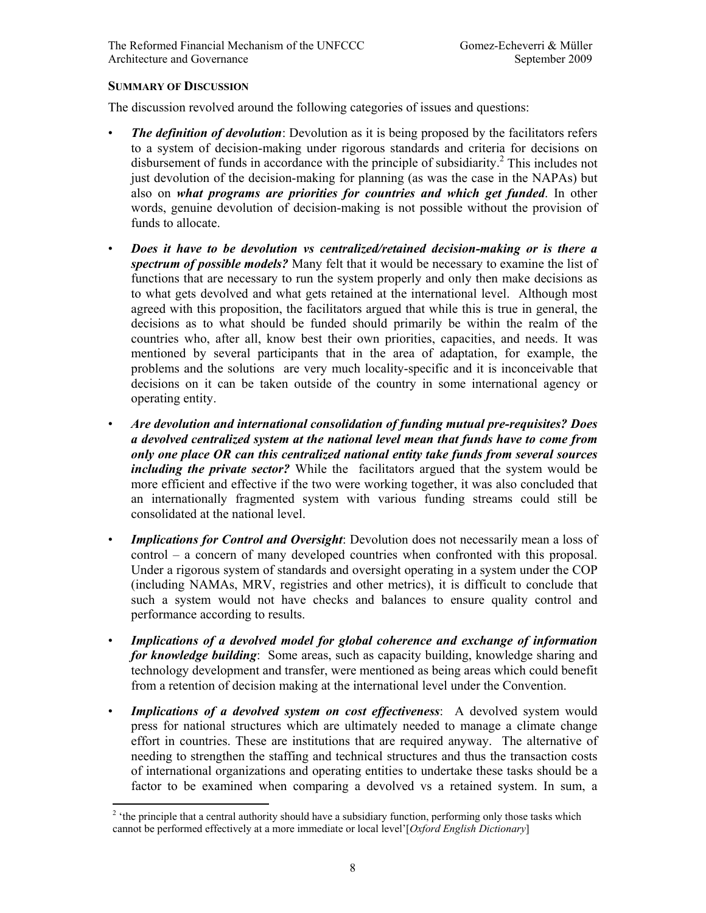**SUMMARY OF DISCUSSION**

The discussion revolved around the following categories of issues and questions:

- ***The definition of devolution***: Devolution as it is being proposed by the facilitators refers to a system of decision-making under rigorous standards and criteria for decisions on disbursement of funds in accordance with the principle of subsidiarity.[2] This includes not just devolution of the decision-making for planning (as was the case in the NAPAs) but also on ***what programs are priorities for countries and which get funded***. In other words, genuine devolution of decision-making is not possible without the provision of funds to allocate.
- ***Does it have to be devolution vs centralized/retained decision-making or is there a spectrum of possible models?*** Many felt that it would be necessary to examine the list of functions that are necessary to run the system properly and only then make decisions as to what gets devolved and what gets retained at the international level. Although most agreed with this proposition, the facilitators argued that while this is true in general, the decisions as to what should be funded should primarily be within the realm of the countries who, after all, know best their own priorities, capacities, and needs. It was mentioned by several participants that in the area of adaptation, for example, the problems and the solutions are very much locality-specific and it is inconceivable that decisions on it can be taken outside of the country in some international agency or operating entity.
- ***Are devolution and international consolidation of funding mutual pre-requisites? Does a devolved centralized system at the national level mean that funds have to come from only one place OR can this centralized national entity take funds from several sources including the private sector?*** While the facilitators argued that the system would be more efficient and effective if the two were working together, it was also concluded that an internationally fragmented system with various funding streams could still be consolidated at the national level.
- ***Implications for Control and Oversight***: Devolution does not necessarily mean a loss of control – a concern of many developed countries when confronted with this proposal. Under a rigorous system of standards and oversight operating in a system under the COP (including NAMAs, MRV, registries and other metrics), it is difficult to conclude that such a system would not have checks and balances to ensure quality control and performance according to results.
- ***Implications of a devolved model for global coherence and exchange of information for knowledge building***: Some areas, such as capacity building, knowledge sharing and technology development and transfer, were mentioned as being areas which could benefit from a retention of decision making at the international level under the Convention.
- ***Implications of a devolved system on cost effectiveness***: A devolved system would press for national structures which are ultimately needed to manage a climate change effort in countries. These are institutions that are required anyway. The alternative of needing to strengthen the staffing and technical structures and thus the transaction costs of international organizations and operating entities to undertake these tasks should be a factor to be examined when comparing a devolved vs a retained system. In sum, a

[2] 'the principle that a central authority should have a subsidiary function, performing only those tasks which cannot be performed effectively at a more immediate or local level'[*Oxford English Dictionary*]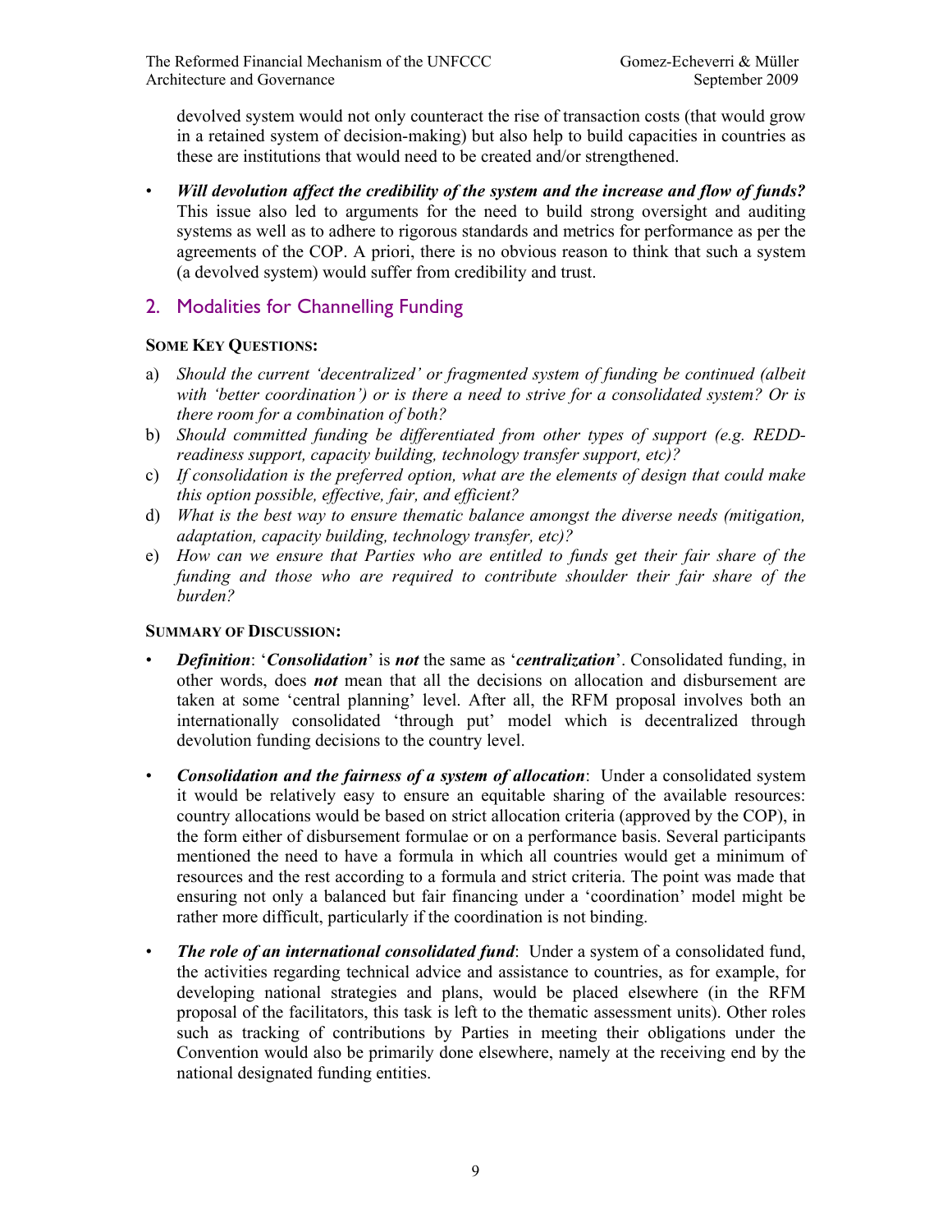devolved system would not only counteract the rise of transaction costs (that would grow in a retained system of decision-making) but also help to build capacities in countries as these are institutions that would need to be created and/or strengthened.

- ***Will devolution affect the credibility of the system and the increase and flow of funds?*** This issue also led to arguments for the need to build strong oversight and auditing systems as well as to adhere to rigorous standards and metrics for performance as per the agreements of the COP. A priori, there is no obvious reason to think that such a system (a devolved system) would suffer from credibility and trust.

## 2. Modalities for Channelling Funding

**SOME KEY QUESTIONS:**

a) *Should the current 'decentralized' or fragmented system of funding be continued (albeit with 'better coordination') or is there a need to strive for a consolidated system? Or is there room for a combination of both?*

b) *Should committed funding be differentiated from other types of support (e.g. REDD-readiness support, capacity building, technology transfer support, etc)?*

c) *If consolidation is the preferred option, what are the elements of design that could make this option possible, effective, fair, and efficient?*

d) *What is the best way to ensure thematic balance amongst the diverse needs (mitigation, adaptation, capacity building, technology transfer, etc)?*

e) *How can we ensure that Parties who are entitled to funds get their fair share of the funding and those who are required to contribute shoulder their fair share of the burden?*

**SUMMARY OF DISCUSSION:**

- ***Definition***: '***Consolidation***' is ***not*** the same as '***centralization***'. Consolidated funding, in other words, does ***not*** mean that all the decisions on allocation and disbursement are taken at some 'central planning' level. After all, the RFM proposal involves both an internationally consolidated 'through put' model which is decentralized through devolution funding decisions to the country level.

- ***Consolidation and the fairness of a system of allocation***: Under a consolidated system it would be relatively easy to ensure an equitable sharing of the available resources: country allocations would be based on strict allocation criteria (approved by the COP), in the form either of disbursement formulae or on a performance basis. Several participants mentioned the need to have a formula in which all countries would get a minimum of resources and the rest according to a formula and strict criteria. The point was made that ensuring not only a balanced but fair financing under a 'coordination' model might be rather more difficult, particularly if the coordination is not binding.

- ***The role of an international consolidated fund***: Under a system of a consolidated fund, the activities regarding technical advice and assistance to countries, as for example, for developing national strategies and plans, would be placed elsewhere (in the RFM proposal of the facilitators, this task is left to the thematic assessment units). Other roles such as tracking of contributions by Parties in meeting their obligations under the Convention would also be primarily done elsewhere, namely at the receiving end by the national designated funding entities.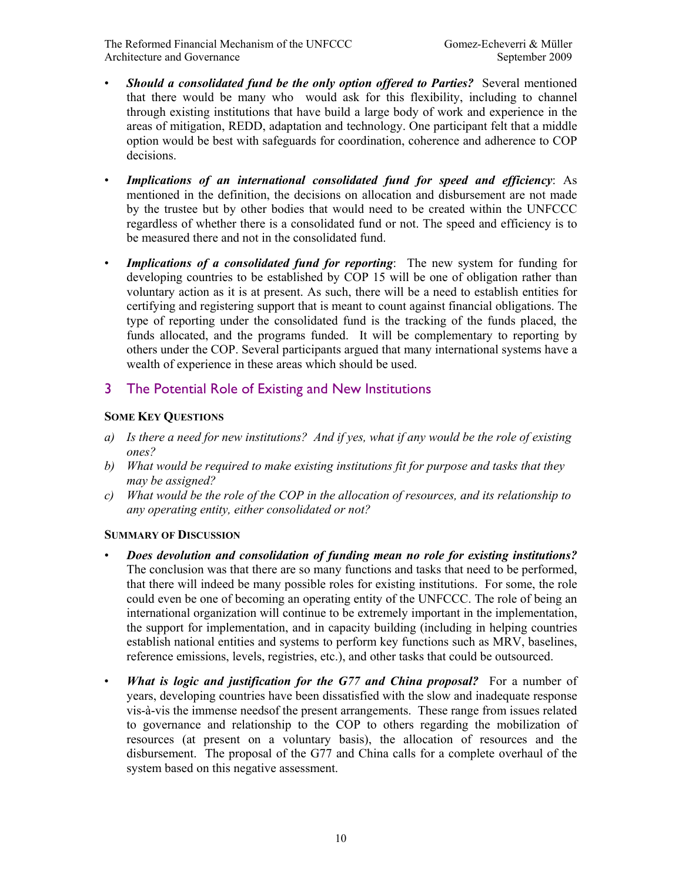- ***Should a consolidated fund be the only option offered to Parties?*** Several mentioned that there would be many who would ask for this flexibility, including to channel through existing institutions that have build a large body of work and experience in the areas of mitigation, REDD, adaptation and technology. One participant felt that a middle option would be best with safeguards for coordination, coherence and adherence to COP decisions.

- ***Implications of an international consolidated fund for speed and efficiency***: As mentioned in the definition, the decisions on allocation and disbursement are not made by the trustee but by other bodies that would need to be created within the UNFCCC regardless of whether there is a consolidated fund or not. The speed and efficiency is to be measured there and not in the consolidated fund.

- ***Implications of a consolidated fund for reporting***: The new system for funding for developing countries to be established by COP 15 will be one of obligation rather than voluntary action as it is at present. As such, there will be a need to establish entities for certifying and registering support that is meant to count against financial obligations. The type of reporting under the consolidated fund is the tracking of the funds placed, the funds allocated, and the programs funded. It will be complementary to reporting by others under the COP. Several participants argued that many international systems have a wealth of experience in these areas which should be used.

## 3 The Potential Role of Existing and New Institutions

### Some Key Questions

a) *Is there a need for new institutions? And if yes, what if any would be the role of existing ones?*
b) *What would be required to make existing institutions fit for purpose and tasks that they may be assigned?*
c) *What would be the role of the COP in the allocation of resources, and its relationship to any operating entity, either consolidated or not?*

### Summary of Discussion

- ***Does devolution and consolidation of funding mean no role for existing institutions?*** The conclusion was that there are so many functions and tasks that need to be performed, that there will indeed be many possible roles for existing institutions. For some, the role could even be one of becoming an operating entity of the UNFCCC. The role of being an international organization will continue to be extremely important in the implementation, the support for implementation, and in capacity building (including in helping countries establish national entities and systems to perform key functions such as MRV, baselines, reference emissions, levels, registries, etc.), and other tasks that could be outsourced.

- ***What is logic and justification for the G77 and China proposal?*** For a number of years, developing countries have been dissatisfied with the slow and inadequate response vis-à-vis the immense needsof the present arrangements. These range from issues related to governance and relationship to the COP to others regarding the mobilization of resources (at present on a voluntary basis), the allocation of resources and the disbursement. The proposal of the G77 and China calls for a complete overhaul of the system based on this negative assessment.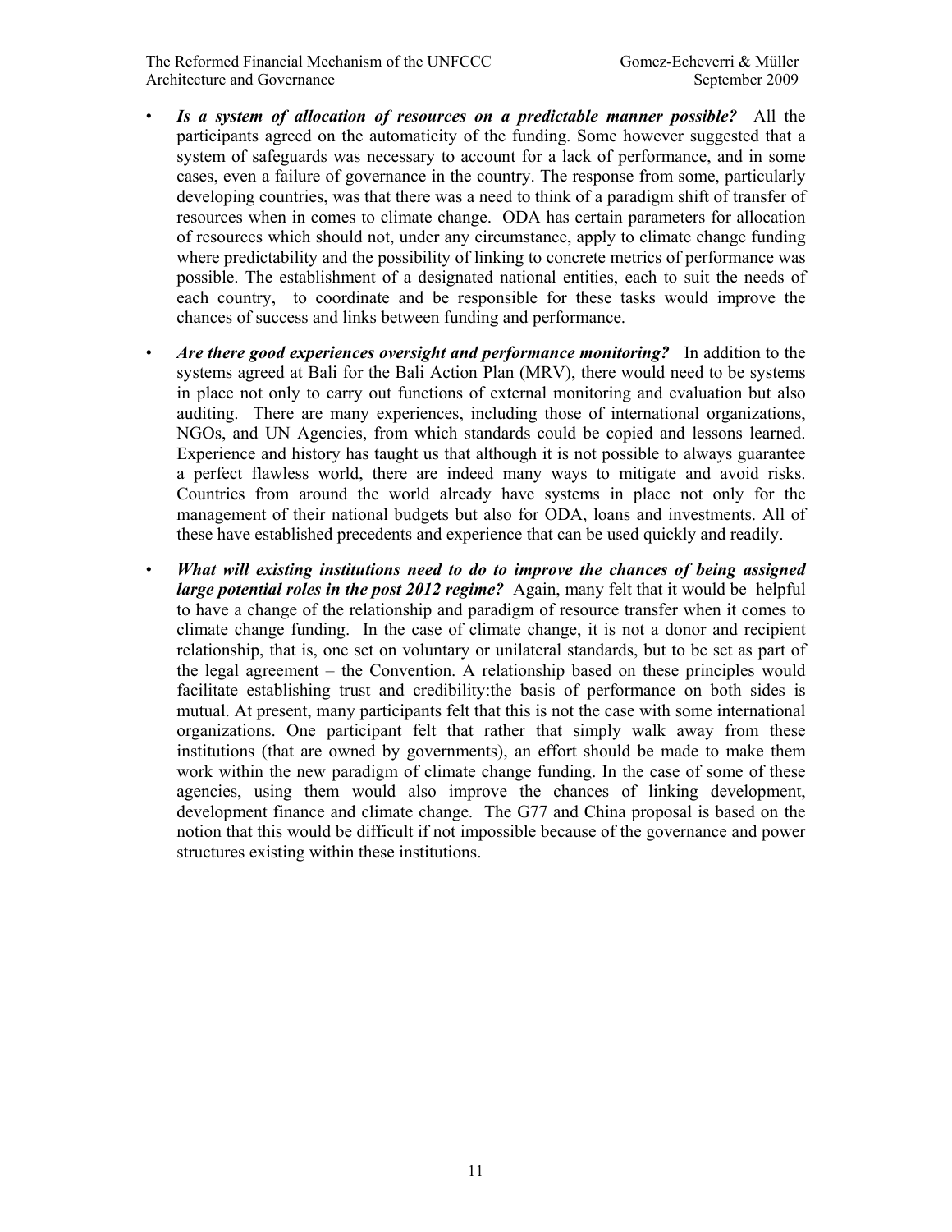- ***Is a system of allocation of resources on a predictable manner possible?*** All the participants agreed on the automaticity of the funding. Some however suggested that a system of safeguards was necessary to account for a lack of performance, and in some cases, even a failure of governance in the country. The response from some, particularly developing countries, was that there was a need to think of a paradigm shift of transfer of resources when in comes to climate change. ODA has certain parameters for allocation of resources which should not, under any circumstance, apply to climate change funding where predictability and the possibility of linking to concrete metrics of performance was possible. The establishment of a designated national entities, each to suit the needs of each country, to coordinate and be responsible for these tasks would improve the chances of success and links between funding and performance.

- ***Are there good experiences oversight and performance monitoring?*** In addition to the systems agreed at Bali for the Bali Action Plan (MRV), there would need to be systems in place not only to carry out functions of external monitoring and evaluation but also auditing. There are many experiences, including those of international organizations, NGOs, and UN Agencies, from which standards could be copied and lessons learned. Experience and history has taught us that although it is not possible to always guarantee a perfect flawless world, there are indeed many ways to mitigate and avoid risks. Countries from around the world already have systems in place not only for the management of their national budgets but also for ODA, loans and investments. All of these have established precedents and experience that can be used quickly and readily.

- ***What will existing institutions need to do to improve the chances of being assigned large potential roles in the post 2012 regime?*** Again, many felt that it would be helpful to have a change of the relationship and paradigm of resource transfer when it comes to climate change funding. In the case of climate change, it is not a donor and recipient relationship, that is, one set on voluntary or unilateral standards, but to be set as part of the legal agreement – the Convention. A relationship based on these principles would facilitate establishing trust and credibility:the basis of performance on both sides is mutual. At present, many participants felt that this is not the case with some international organizations. One participant felt that rather that simply walk away from these institutions (that are owned by governments), an effort should be made to make them work within the new paradigm of climate change funding. In the case of some of these agencies, using them would also improve the chances of linking development, development finance and climate change. The G77 and China proposal is based on the notion that this would be difficult if not impossible because of the governance and power structures existing within these institutions.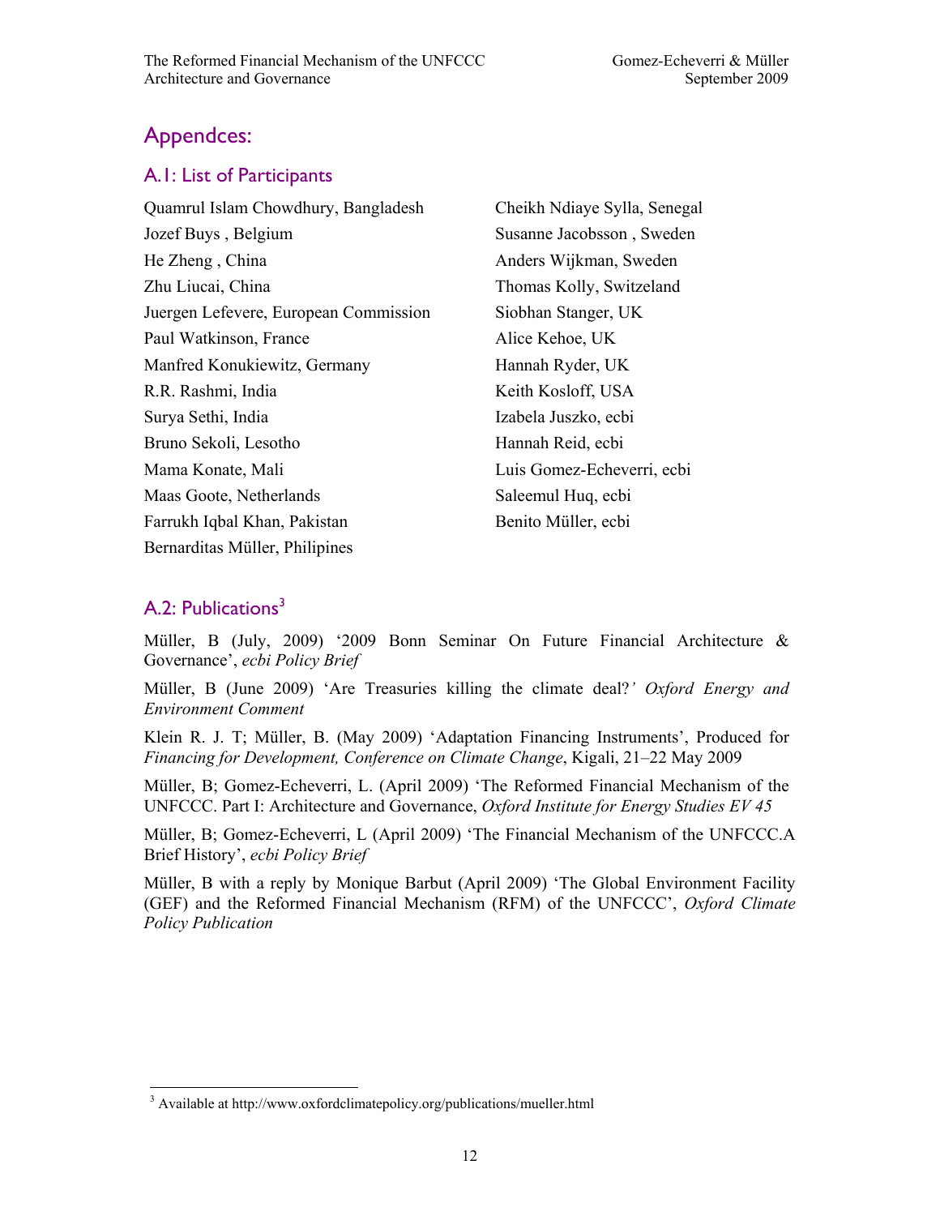# Appendces:

## A.1: List of Participants

Quamrul Islam Chowdhury, Bangladesh
Jozef Buys , Belgium
He Zheng , China
Zhu Liucai, China
Juergen Lefevere, European Commission
Paul Watkinson, France
Manfred Konukiewitz, Germany
R.R. Rashmi, India
Surya Sethi, India
Bruno Sekoli, Lesotho
Mama Konate, Mali
Maas Goote, Netherlands
Farrukh Iqbal Khan, Pakistan
Bernarditas Müller, Philipines
Cheikh Ndiaye Sylla, Senegal
Susanne Jacobsson , Sweden
Anders Wijkman, Sweden
Thomas Kolly, Switzeland
Siobhan Stanger, UK
Alice Kehoe, UK
Hannah Ryder, UK
Keith Kosloff, USA
Izabela Juszko, ecbi
Hannah Reid, ecbi
Luis Gomez-Echeverri, ecbi
Saleemul Huq, ecbi
Benito Müller, ecbi

## A.2: Publications[3]

Müller, B (July, 2009) '2009 Bonn Seminar On Future Financial Architecture & Governance', *ecbi Policy Brief*

Müller, B (June 2009) 'Are Treasuries killing the climate deal?' *Oxford Energy and Environment Comment*

Klein R. J. T; Müller, B. (May 2009) 'Adaptation Financing Instruments', Produced for *Financing for Development, Conference on Climate Change*, Kigali, 21–22 May 2009

Müller, B; Gomez-Echeverri, L. (April 2009) 'The Reformed Financial Mechanism of the UNFCCC. Part I: Architecture and Governance, *Oxford Institute for Energy Studies EV 45*

Müller, B; Gomez-Echeverri, L (April 2009) 'The Financial Mechanism of the UNFCCC.A Brief History', *ecbi Policy Brief*

Müller, B with a reply by Monique Barbut (April 2009) 'The Global Environment Facility (GEF) and the Reformed Financial Mechanism (RFM) of the UNFCCC', *Oxford Climate Policy Publication*

[3] Available at http://www.oxfordclimatepolicy.org/publications/mueller.html